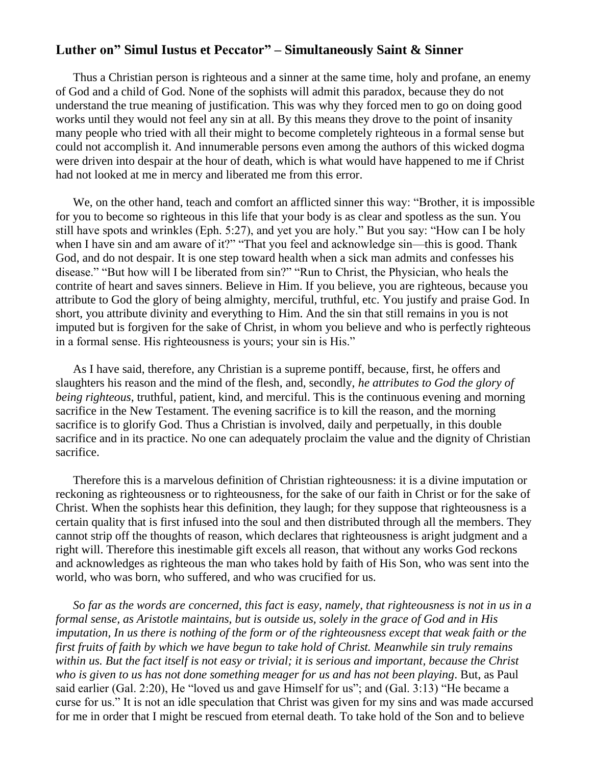## Luther on" Simul Iustus et Peccator" – Simultaneously Saint & Sinner

Thus a Christian person is righteous and a sinner at the same time, holy and profane, an enemy of God and a child of God. None of the sophists will admit this paradox, because they do not understand the true meaning of justification. This was why they forced men to go on doing good works until they would not feel any sin at all. By this means they drove to the point of insanity many people who tried with all their might to become completely righteous in a formal sense but could not accomplish it. And innumerable persons even among the authors of this wicked dogma were driven into despair at the hour of death, which is what would have happened to me if Christ had not looked at me in mercy and liberated me from this error.

We, on the other hand, teach and comfort an afflicted sinner this way: "Brother, it is impossible for you to become so righteous in this life that your body is as clear and spotless as the sun. You still have spots and wrinkles (Eph. 5:27), and yet you are holy." But you say: "How can I be holy when I have sin and am aware of it?" "That you feel and acknowledge sin—this is good. Thank God, and do not despair. It is one step toward health when a sick man admits and confesses his disease." "But how will I be liberated from sin?" "Run to Christ, the Physician, who heals the contrite of heart and saves sinners. Believe in Him. If you believe, you are righteous, because you attribute to God the glory of being almighty, merciful, truthful, etc. You justify and praise God. In short, you attribute divinity and everything to Him. And the sin that still remains in you is not imputed but is forgiven for the sake of Christ, in whom you believe and who is perfectly righteous in a formal sense. His righteousness is yours; your sin is His."

As I have said, therefore, any Christian is a supreme pontiff, because, first, he offers and slaughters his reason and the mind of the flesh, and, secondly, *he attributes to God the glory of being righteous*, truthful, patient, kind, and merciful. This is the continuous evening and morning sacrifice in the New Testament. The evening sacrifice is to kill the reason, and the morning sacrifice is to glorify God. Thus a Christian is involved, daily and perpetually, in this double sacrifice and in its practice. No one can adequately proclaim the value and the dignity of Christian sacrifice.

Therefore this is a marvelous definition of Christian righteousness: it is a divine imputation or reckoning as righteousness or to righteousness, for the sake of our faith in Christ or for the sake of Christ. When the sophists hear this definition, they laugh; for they suppose that righteousness is a certain quality that is first infused into the soul and then distributed through all the members. They cannot strip off the thoughts of reason, which declares that righteousness is aright judgment and a right will. Therefore this inestimable gift excels all reason, that without any works God reckons and acknowledges as righteous the man who takes hold by faith of His Son, who was sent into the world, who was born, who suffered, and who was crucified for us.

*So far as the words are concerned, this fact is easy, namely, that righteousness is not in us in a formal sense, as Aristotle maintains, but is outside us, solely in the grace of God and in His imputation, In us there is nothing of the form or of the righteousness except that weak faith or the first fruits of faith by which we have begun to take hold of Christ. Meanwhile sin truly remains within us. But the fact itself is not easy or trivial; it is serious and important, because the Christ who is given to us has not done something meager for us and has not been playing*. But, as Paul said earlier (Gal. 2:20), He "loved us and gave Himself for us"; and (Gal. 3:13) "He became a curse for us." It is not an idle speculation that Christ was given for my sins and was made accursed for me in order that I might be rescued from eternal death. To take hold of the Son and to believe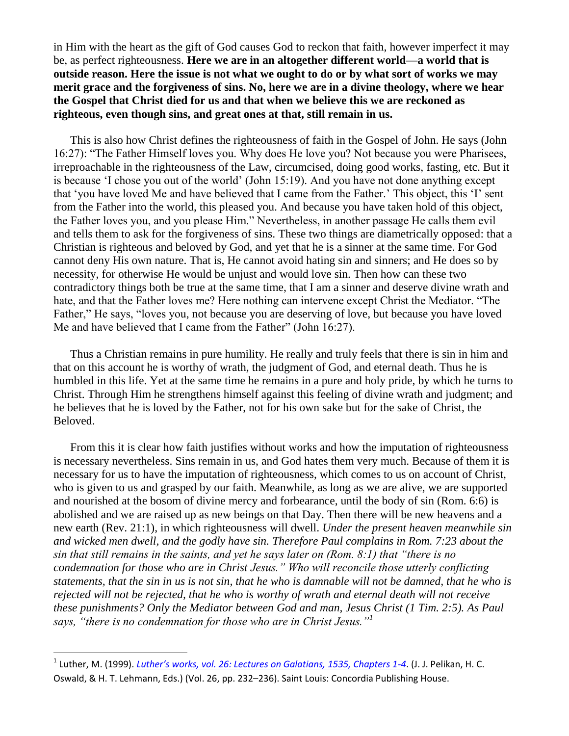in Him with the heart as the gift of God causes God to reckon that faith, however imperfect it may be, as perfect righteousness. **Here we are in an altogether different world—a world that is outside reason. Here the issue is not what we ought to do or by what sort of works we may merit grace and the forgiveness of sins. No, here we are in a divine theology, where we hear the Gospel that Christ died for us and that when we believe this we are reckoned as righteous, even though sins, and great ones at that, still remain in us.**

This is also how Christ defines the righteousness of faith in the Gospel of John. He says (John 16:27): "The Father Himself loves you. Why does He love you? Not because you were Pharisees, irreproachable in the righteousness of the Law, circumcised, doing good works, fasting, etc. But it is because 'I chose you out of the world' (John 15:19). And you have not done anything except that 'you have loved Me and have believed that I came from the Father.' This object, this 'I' sent from the Father into the world, this pleased you. And because you have taken hold of this object, the Father loves you, and you please Him." Nevertheless, in another passage He calls them evil and tells them to ask for the forgiveness of sins. These two things are diametrically opposed: that a Christian is righteous and beloved by God, and yet that he is a sinner at the same time. For God cannot deny His own nature. That is, He cannot avoid hating sin and sinners; and He does so by necessity, for otherwise He would be unjust and would love sin. Then how can these two contradictory things both be true at the same time, that I am a sinner and deserve divine wrath and hate, and that the Father loves me? Here nothing can intervene except Christ the Mediator. "The Father," He says, "loves you, not because you are deserving of love, but because you have loved Me and have believed that I came from the Father" (John 16:27).

Thus a Christian remains in pure humility. He really and truly feels that there is sin in him and that on this account he is worthy of wrath, the judgment of God, and eternal death. Thus he is humbled in this life. Yet at the same time he remains in a pure and holy pride, by which he turns to Christ. Through Him he strengthens himself against this feeling of divine wrath and judgment; and he believes that he is loved by the Father, not for his own sake but for the sake of Christ, the Beloved.

From this it is clear how faith justifies without works and how the imputation of righteousness is necessary nevertheless. Sins remain in us, and God hates them very much. Because of them it is necessary for us to have the imputation of righteousness, which comes to us on account of Christ, who is given to us and grasped by our faith. Meanwhile, as long as we are alive, we are supported and nourished at the bosom of divine mercy and forbearance, until the body of sin (Rom. 6:6) is abolished and we are raised up as new beings on that Day. Then there will be new heavens and a new earth (Rev. 21:1), in which righteousness will dwell. *Under the present heaven meanwhile sin and wicked men dwell, and the godly have sin. Therefore Paul complains in Rom. 7:23 about the sin that still remains in the saints, and yet he says later on (Rom. 8:1) that "there is no condemnation for those who are in Christ Jesus." Who will reconcile those utterly conflicting statements, that the sin in us is not sin, that he who is damnable will not be damned, that he who is rejected will not be rejected, that he who is worthy of wrath and eternal death will not receive these punishments? Only the Mediator between God and man, Jesus Christ (1 Tim. 2:5). As Paul says, "there is no condemnation for those who are in Christ Jesus."*[1]

---

[1] Luther, M. (1999). *Luther's works, vol. 26: Lectures on Galatians, 1535, Chapters 1-4*. (J. J. Pelikan, H. C. Oswald, & H. T. Lehmann, Eds.) (Vol. 26, pp. 232–236). Saint Louis: Concordia Publishing House.